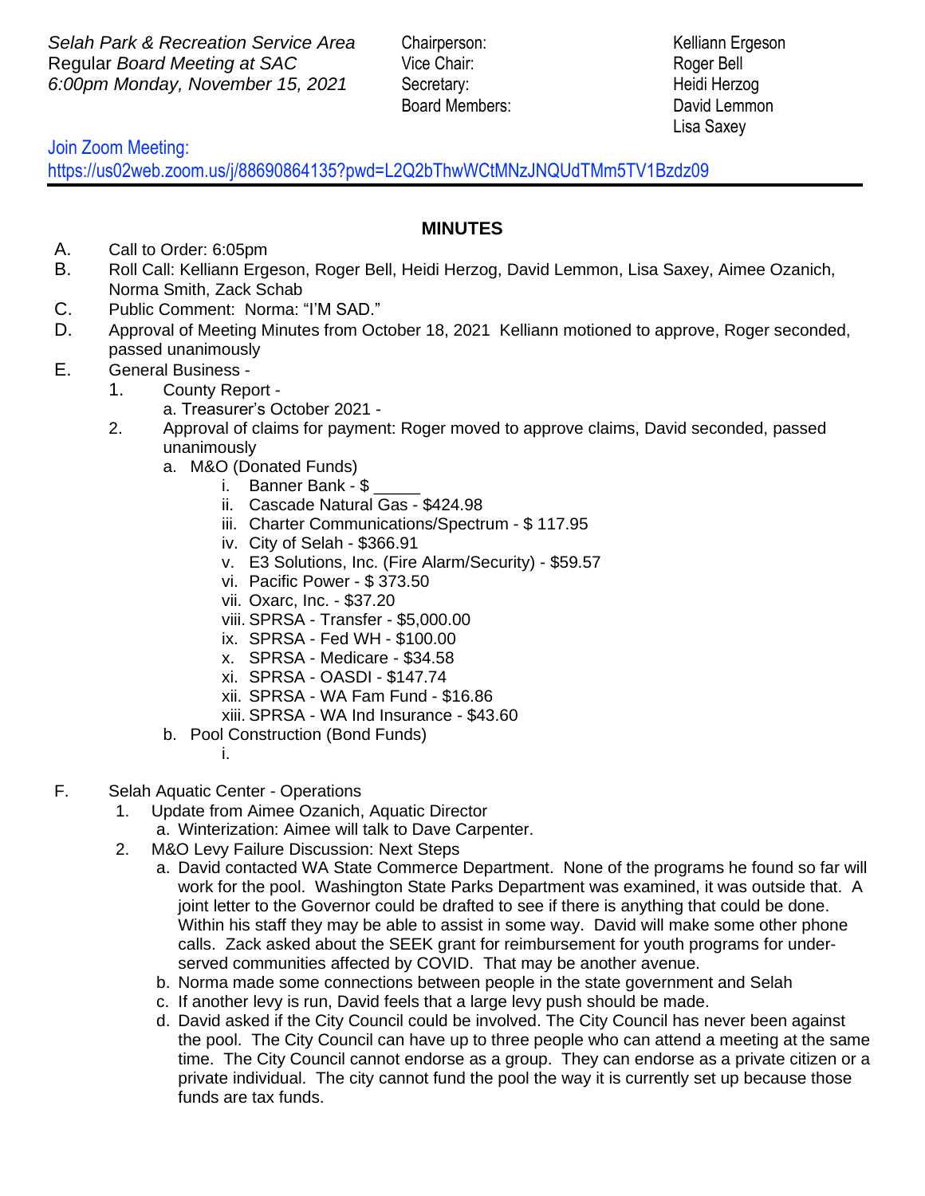*Selah Park & Recreation Service Area*
Regular *Board Meeting at SAC*
*6:00pm Monday, November 15, 2021*

| | |
|---|---|
| Chairperson: | Kelliann Ergeson |
| Vice Chair: | Roger Bell |
| Secretary: | Heidi Herzog |
| Board Members: | David Lemmon |
| | Lisa Saxey |

Join Zoom Meeting:
https://us02web.zoom.us/j/88690864135?pwd=L2Q2bThwWCtMNzJNQUdTMm5TV1Bzdz09

## MINUTES

A. Call to Order: 6:05pm

B. Roll Call: Kelliann Ergeson, Roger Bell, Heidi Herzog, David Lemmon, Lisa Saxey, Aimee Ozanich, Norma Smith, Zack Schab

C. Public Comment: Norma: "I'M SAD."

D. Approval of Meeting Minutes from October 18, 2021 Kelliann motioned to approve, Roger seconded, passed unanimously

E. General Business -

1. County Report -
   a. Treasurer's October 2021 -
2. Approval of claims for payment: Roger moved to approve claims, David seconded, passed unanimously
   a. M&O (Donated Funds)
      i. Banner Bank - $ _____
      ii. Cascade Natural Gas - $424.98
      iii. Charter Communications/Spectrum - $ 117.95
      iv. City of Selah - $366.91
      v. E3 Solutions, Inc. (Fire Alarm/Security) - $59.57
      vi. Pacific Power - $ 373.50
      vii. Oxarc, Inc. - $37.20
      viii. SPRSA - Transfer - $5,000.00
      ix. SPRSA - Fed WH - $100.00
      x. SPRSA - Medicare - $34.58
      xi. SPRSA - OASDI - $147.74
      xii. SPRSA - WA Fam Fund - $16.86
      xiii. SPRSA - WA Ind Insurance - $43.60
   b. Pool Construction (Bond Funds)
      i.

F. Selah Aquatic Center - Operations

1. Update from Aimee Ozanich, Aquatic Director
   a. Winterization: Aimee will talk to Dave Carpenter.
2. M&O Levy Failure Discussion: Next Steps
   a. David contacted WA State Commerce Department. None of the programs he found so far will work for the pool. Washington State Parks Department was examined, it was outside that. A joint letter to the Governor could be drafted to see if there is anything that could be done. Within his staff they may be able to assist in some way. David will make some other phone calls. Zack asked about the SEEK grant for reimbursement for youth programs for under-served communities affected by COVID. That may be another avenue.
   b. Norma made some connections between people in the state government and Selah
   c. If another levy is run, David feels that a large levy push should be made.
   d. David asked if the City Council could be involved. The City Council has never been against the pool. The City Council can have up to three people who can attend a meeting at the same time. The City Council cannot endorse as a group. They can endorse as a private citizen or a private individual. The city cannot fund the pool the way it is currently set up because those funds are tax funds.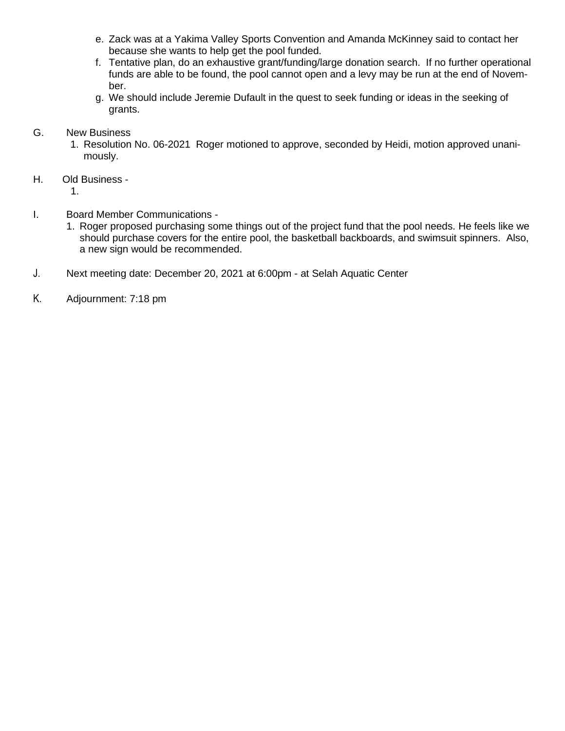e. Zack was at a Yakima Valley Sports Convention and Amanda McKinney said to contact her because she wants to help get the pool funded.
f. Tentative plan, do an exhaustive grant/funding/large donation search. If no further operational funds are able to be found, the pool cannot open and a levy may be run at the end of November.
g. We should include Jeremie Dufault in the quest to seek funding or ideas in the seeking of grants.

G. New Business

1. Resolution No. 06-2021 Roger motioned to approve, seconded by Heidi, motion approved unanimously.

H. Old Business -

1.

I. Board Member Communications -

1. Roger proposed purchasing some things out of the project fund that the pool needs. He feels like we should purchase covers for the entire pool, the basketball backboards, and swimsuit spinners. Also, a new sign would be recommended.

J. Next meeting date: December 20, 2021 at 6:00pm - at Selah Aquatic Center

K. Adjournment: 7:18 pm